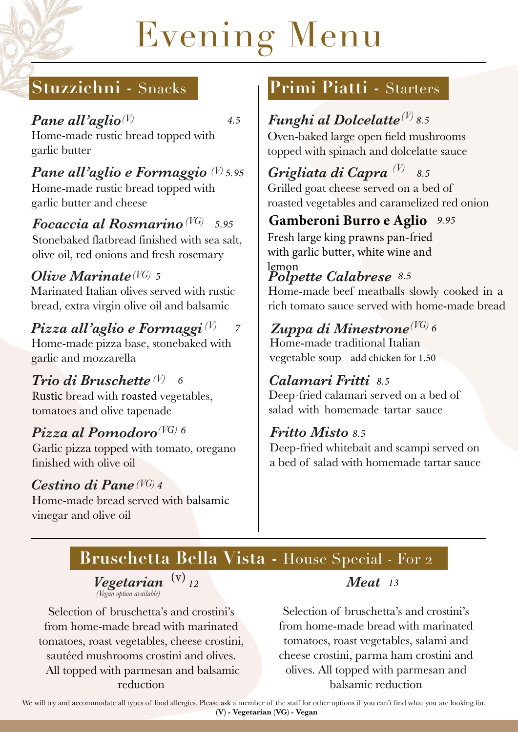# Evening Menu

## Stuzzichni - Snacks

***Pane all'aglio*** *(V)* *4.5*
Home-made rustic bread topped with garlic butter

***Pane all'aglio e Formaggio*** *(V)* *5.95*
Home-made rustic bread topped with garlic butter and cheese

***Focaccia al Rosmarino*** *(VG)* *5.95*
Stonebaked flatbread finished with sea salt, olive oil, red onions and fresh rosemary

***Olive Marinate*** *(VG)* *5*
Marinated Italian olives served with rustic bread, extra virgin olive oil and balsamic

***Pizza all'aglio e Formaggi*** *(V)* *7*
Home-made pizza base, stonebaked with garlic and mozzarella

***Trio di Bruschette*** *(V)* *6*
Rustic bread with roasted vegetables, tomatoes and olive tapenade

***Pizza al Pomodoro*** *(VG)* *6*
Garlic pizza topped with tomato, oregano finished with olive oil

***Cestino di Pane*** *(VG)* *4*
Home-made bread served with balsamic vinegar and olive oil

## Primi Piatti - Starters

***Funghi al Dolcelatte*** *(V)* *8.5*
Oven-baked large open field mushrooms topped with spinach and dolcelatte sauce

***Grigliata di Capra*** *(V)* *8.5*
Grilled goat cheese served on a bed of roasted vegetables and caramelized red onion

**Gamberoni Burro e Aglio** *9.95*
Fresh large king prawns pan-fried with garlic butter, white wine and lemon

***Polpette Calabrese*** *8.5*
Home-made beef meatballs slowly cooked in a rich tomato sauce served with home-made bread

***Zuppa di Minestrone*** *(VG)* *6*
Home-made traditional Italian vegetable soup add chicken for 1.50

***Calamari Fritti*** *8.5*
Deep-fried calamari served on a bed of salad with homemade tartar sauce

***Fritto Misto*** *8.5*
Deep-fried whitebait and scampi served on a bed of salad with homemade tartar sauce

## Bruschetta Bella Vista - House Special - For 2

***Vegetarian*** (v) *12*
*(Vegan option available)*

Selection of bruschetta's and crostini's from home-made bread with marinated tomatoes, roast vegetables, cheese crostini, sautéed mushrooms crostini and olives. All topped with parmesan and balsamic reduction

***Meat*** *13*

Selection of bruschetta's and crostini's from home-made bread with marinated tomatoes, roast vegetables, salami and cheese crostini, parma ham crostini and olives. All topped with parmesan and balsamic reduction

We will try and accommodate all types of food allergies. Please ask a member of the staff for other options if you can't find what you are looking for.
**(V) - Vegetarian (VG) - Vegan**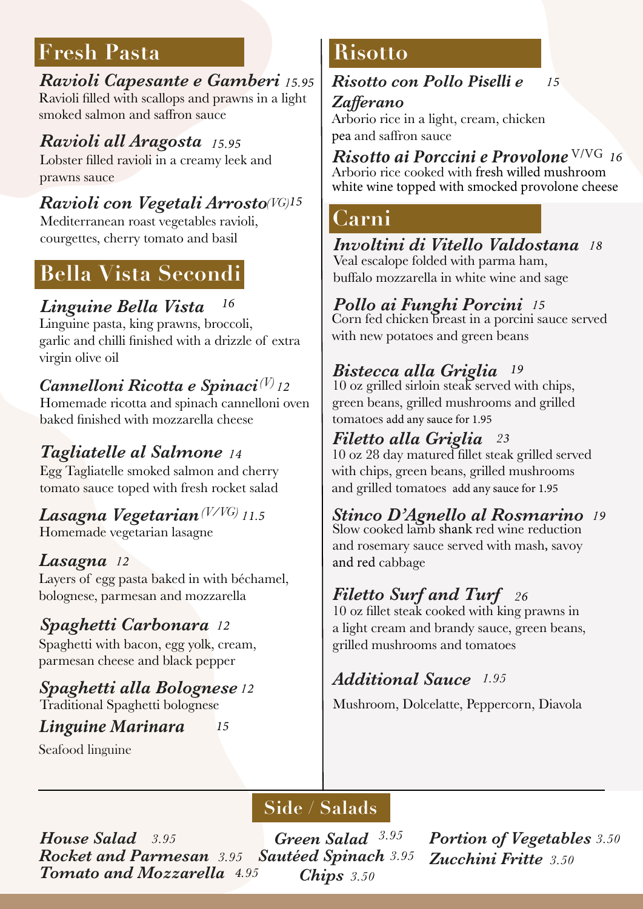## Fresh Pasta

***Ravioli Capesante e Gamberi*** *15.95*
Ravioli filled with scallops and prawns in a light smoked salmon and saffron sauce

***Ravioli all Aragosta*** *15.95*
Lobster filled ravioli in a creamy leek and prawns sauce

***Ravioli con Vegetali Arrosto*** *(VG)15*
Mediterranean roast vegetables ravioli, courgettes, cherry tomato and basil

## Bella Vista Secondi

***Linguine Bella Vista*** *16*
Linguine pasta, king prawns, broccoli, garlic and chilli finished with a drizzle of extra virgin olive oil

***Cannelloni Ricotta e Spinaci*** *(V) 12*
Homemade ricotta and spinach cannelloni oven baked finished with mozzarella cheese

***Tagliatelle al Salmone*** *14*
Egg Tagliatelle smoked salmon and cherry tomato sauce toped with fresh rocket salad

***Lasagna Vegetarian*** *(V/VG) 11.5*
Homemade vegetarian lasagne

***Lasagna*** *12*
Layers of egg pasta baked in with béchamel, bolognese, parmesan and mozzarella

***Spaghetti Carbonara*** *12*
Spaghetti with bacon, egg yolk, cream, parmesan cheese and black pepper

***Spaghetti alla Bolognese*** *12*
Traditional Spaghetti bolognese

***Linguine Marinara*** *15*
Seafood linguine

## Risotto

***Risotto con Pollo Piselli e Zafferano*** *15*
Arborio rice in a light, cream, chicken pea and saffron sauce

***Risotto ai Porccini e Provolone*** V/VG *16*
Arborio rice cooked with fresh willed mushroom white wine topped with smocked provolone cheese

## Carni

***Involtini di Vitello Valdostana*** *18*
Veal escalope folded with parma ham, buffalo mozzarella in white wine and sage

***Pollo ai Funghi Porcini*** *15*
Corn fed chicken breast in a porcini sauce served with new potatoes and green beans

***Bistecca alla Griglia*** *19*
10 oz grilled sirloin steak served with chips, green beans, grilled mushrooms and grilled tomatoes add any sauce for 1.95

***Filetto alla Griglia*** *23*
10 oz 28 day matured fillet steak grilled served with chips, green beans, grilled mushrooms and grilled tomatoes add any sauce for 1.95

***Stinco D'Agnello al Rosmarino*** *19*
Slow cooked lamb shank red wine reduction and rosemary sauce served with mash, savoy and red cabbage

***Filetto Surf and Turf*** *26*
10 oz fillet steak cooked with king prawns in a light cream and brandy sauce, green beans, grilled mushrooms and tomatoes

***Additional Sauce*** *1.95*
Mushroom, Dolcelatte, Peppercorn, Diavola

## Side / Salads

***House Salad*** *3.95*
***Rocket and Parmesan*** *3.95*
***Tomato and Mozzarella*** *4.95*
***Green Salad*** *3.95*
***Sautéed Spinach*** *3.95*
***Chips*** *3.50*
***Portion of Vegetables*** *3.50*
***Zucchini Fritte*** *3.50*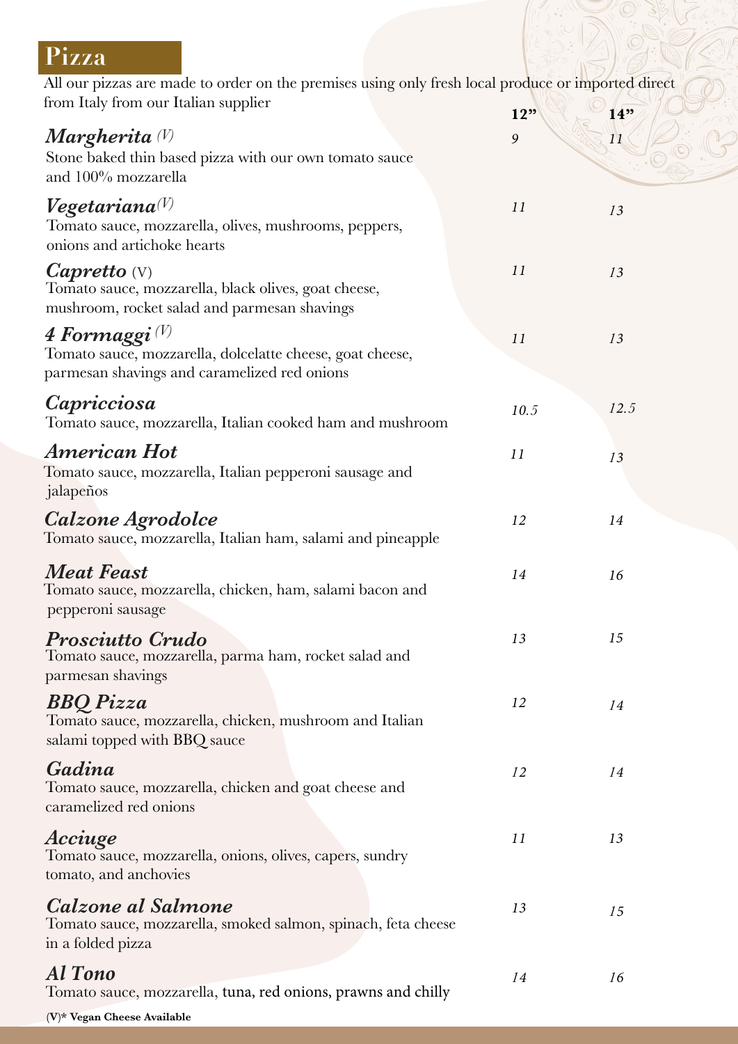# Pizza

All our pizzas are made to order on the premises using only fresh local produce or imported direct from Italy from our Italian supplier

| | 12" | 14" |
|---|---|---|
| ***Margherita*** *(V)*<br>Stone baked thin based pizza with our own tomato sauce and 100% mozzarella | *9* | *11* |
| ***Vegetariana****(V)*<br>Tomato sauce, mozzarella, olives, mushrooms, peppers, onions and artichoke hearts | *11* | *13* |
| ***Capretto*** (V)<br>Tomato sauce, mozzarella, black olives, goat cheese, mushroom, rocket salad and parmesan shavings | *11* | *13* |
| ***4 Formaggi*** *(V)*<br>Tomato sauce, mozzarella, dolcelatte cheese, goat cheese, parmesan shavings and caramelized red onions | *11* | *13* |
| ***Capricciosa***<br>Tomato sauce, mozzarella, Italian cooked ham and mushroom | *10.5* | *12.5* |
| ***American Hot***<br>Tomato sauce, mozzarella, Italian pepperoni sausage and jalapeños | *11* | *13* |
| ***Calzone Agrodolce***<br>Tomato sauce, mozzarella, Italian ham, salami and pineapple | *12* | *14* |
| ***Meat Feast***<br>Tomato sauce, mozzarella, chicken, ham, salami bacon and pepperoni sausage | *14* | *16* |
| ***Prosciutto Crudo***<br>Tomato sauce, mozzarella, parma ham, rocket salad and parmesan shavings | *13* | *15* |
| ***BBQ Pizza***<br>Tomato sauce, mozzarella, chicken, mushroom and Italian salami topped with BBQ sauce | *12* | *14* |
| ***Gadina***<br>Tomato sauce, mozzarella, chicken and goat cheese and caramelized red onions | *12* | *14* |
| ***Acciuge***<br>Tomato sauce, mozzarella, onions, olives, capers, sundry tomato, and anchovies | *11* | *13* |
| ***Calzone al Salmone***<br>Tomato sauce, mozzarella, smoked salmon, spinach, feta cheese in a folded pizza | *13* | *15* |
| ***Al Tono***<br>Tomato sauce, mozzarella, tuna, red onions, prawns and chilly | *14* | *16* |

**(V)* Vegan Cheese Available**